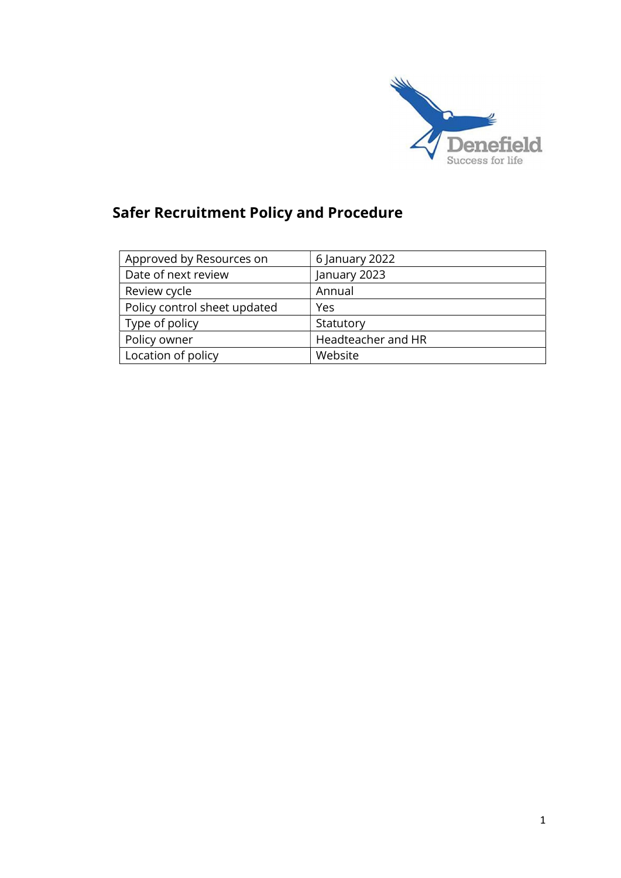# Safer Recruitment Policy and Procedure

| | |
|---|---|
| Approved by Resources on | 6 January 2022 |
| Date of next review | January 2023 |
| Review cycle | Annual |
| Policy control sheet updated | Yes |
| Type of policy | Statutory |
| Policy owner | Headteacher and HR |
| Location of policy | Website |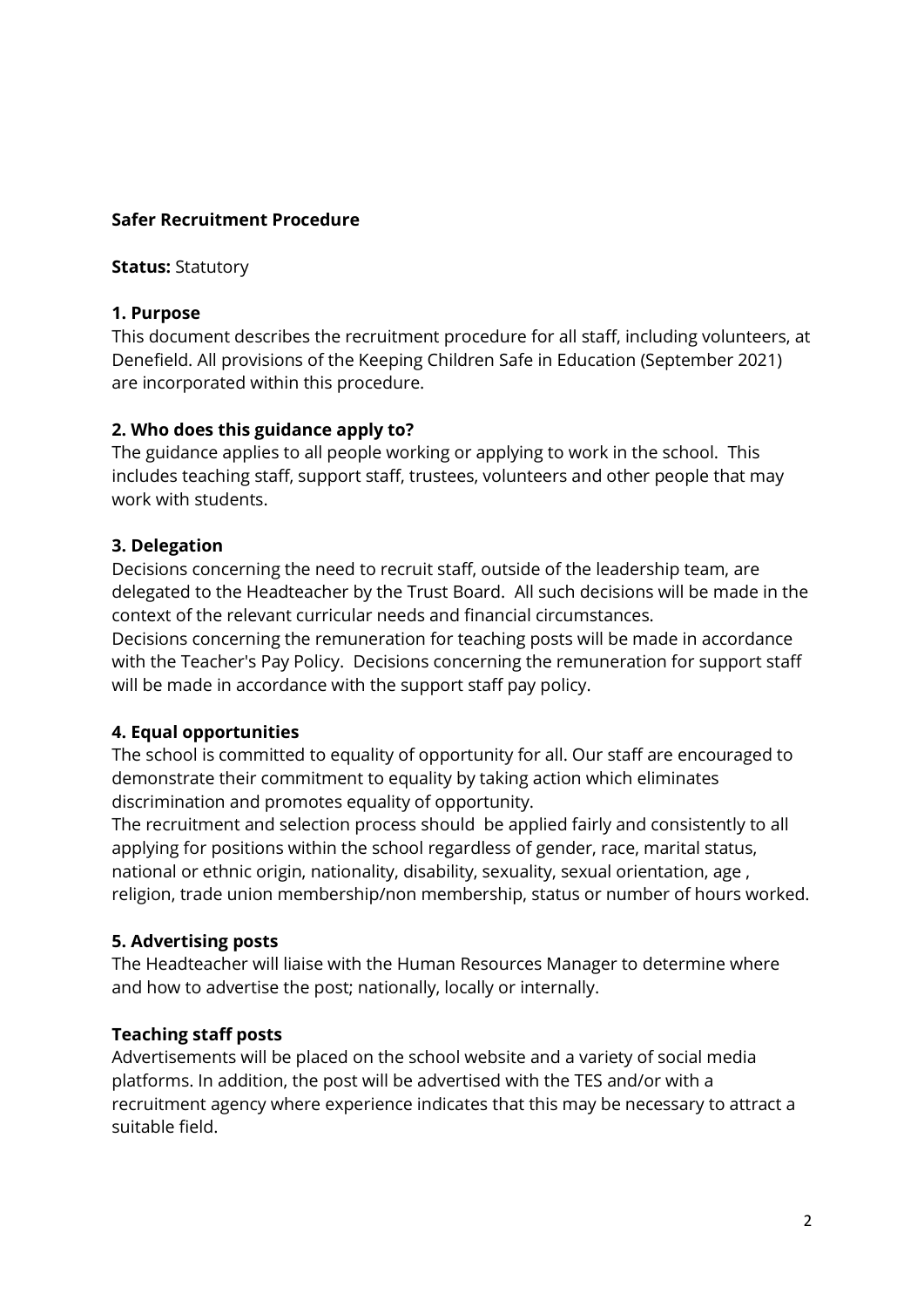**Safer Recruitment Procedure**

**Status:** Statutory

**1. Purpose**

This document describes the recruitment procedure for all staff, including volunteers, at Denefield. All provisions of the Keeping Children Safe in Education (September 2021) are incorporated within this procedure.

**2. Who does this guidance apply to?**

The guidance applies to all people working or applying to work in the school. This includes teaching staff, support staff, trustees, volunteers and other people that may work with students.

**3. Delegation**

Decisions concerning the need to recruit staff, outside of the leadership team, are delegated to the Headteacher by the Trust Board. All such decisions will be made in the context of the relevant curricular needs and financial circumstances.

Decisions concerning the remuneration for teaching posts will be made in accordance with the Teacher's Pay Policy. Decisions concerning the remuneration for support staff will be made in accordance with the support staff pay policy.

**4. Equal opportunities**

The school is committed to equality of opportunity for all. Our staff are encouraged to demonstrate their commitment to equality by taking action which eliminates discrimination and promotes equality of opportunity.

The recruitment and selection process should be applied fairly and consistently to all applying for positions within the school regardless of gender, race, marital status, national or ethnic origin, nationality, disability, sexuality, sexual orientation, age , religion, trade union membership/non membership, status or number of hours worked.

**5. Advertising posts**

The Headteacher will liaise with the Human Resources Manager to determine where and how to advertise the post; nationally, locally or internally.

**Teaching staff posts**

Advertisements will be placed on the school website and a variety of social media platforms. In addition, the post will be advertised with the TES and/or with a recruitment agency where experience indicates that this may be necessary to attract a suitable field.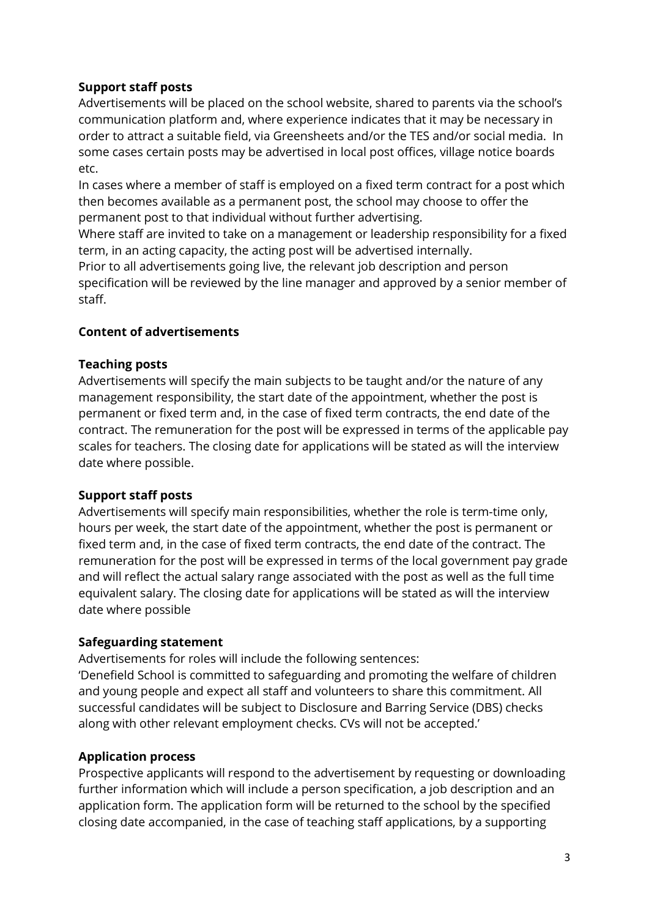**Support staff posts**

Advertisements will be placed on the school website, shared to parents via the school's communication platform and, where experience indicates that it may be necessary in order to attract a suitable field, via Greensheets and/or the TES and/or social media. In some cases certain posts may be advertised in local post offices, village notice boards etc.

In cases where a member of staff is employed on a fixed term contract for a post which then becomes available as a permanent post, the school may choose to offer the permanent post to that individual without further advertising.

Where staff are invited to take on a management or leadership responsibility for a fixed term, in an acting capacity, the acting post will be advertised internally.

Prior to all advertisements going live, the relevant job description and person specification will be reviewed by the line manager and approved by a senior member of staff.

**Content of advertisements**

**Teaching posts**

Advertisements will specify the main subjects to be taught and/or the nature of any management responsibility, the start date of the appointment, whether the post is permanent or fixed term and, in the case of fixed term contracts, the end date of the contract. The remuneration for the post will be expressed in terms of the applicable pay scales for teachers. The closing date for applications will be stated as will the interview date where possible.

**Support staff posts**

Advertisements will specify main responsibilities, whether the role is term-time only, hours per week, the start date of the appointment, whether the post is permanent or fixed term and, in the case of fixed term contracts, the end date of the contract. The remuneration for the post will be expressed in terms of the local government pay grade and will reflect the actual salary range associated with the post as well as the full time equivalent salary. The closing date for applications will be stated as will the interview date where possible

**Safeguarding statement**

Advertisements for roles will include the following sentences:

'Denefield School is committed to safeguarding and promoting the welfare of children and young people and expect all staff and volunteers to share this commitment. All successful candidates will be subject to Disclosure and Barring Service (DBS) checks along with other relevant employment checks. CVs will not be accepted.'

**Application process**

Prospective applicants will respond to the advertisement by requesting or downloading further information which will include a person specification, a job description and an application form. The application form will be returned to the school by the specified closing date accompanied, in the case of teaching staff applications, by a supporting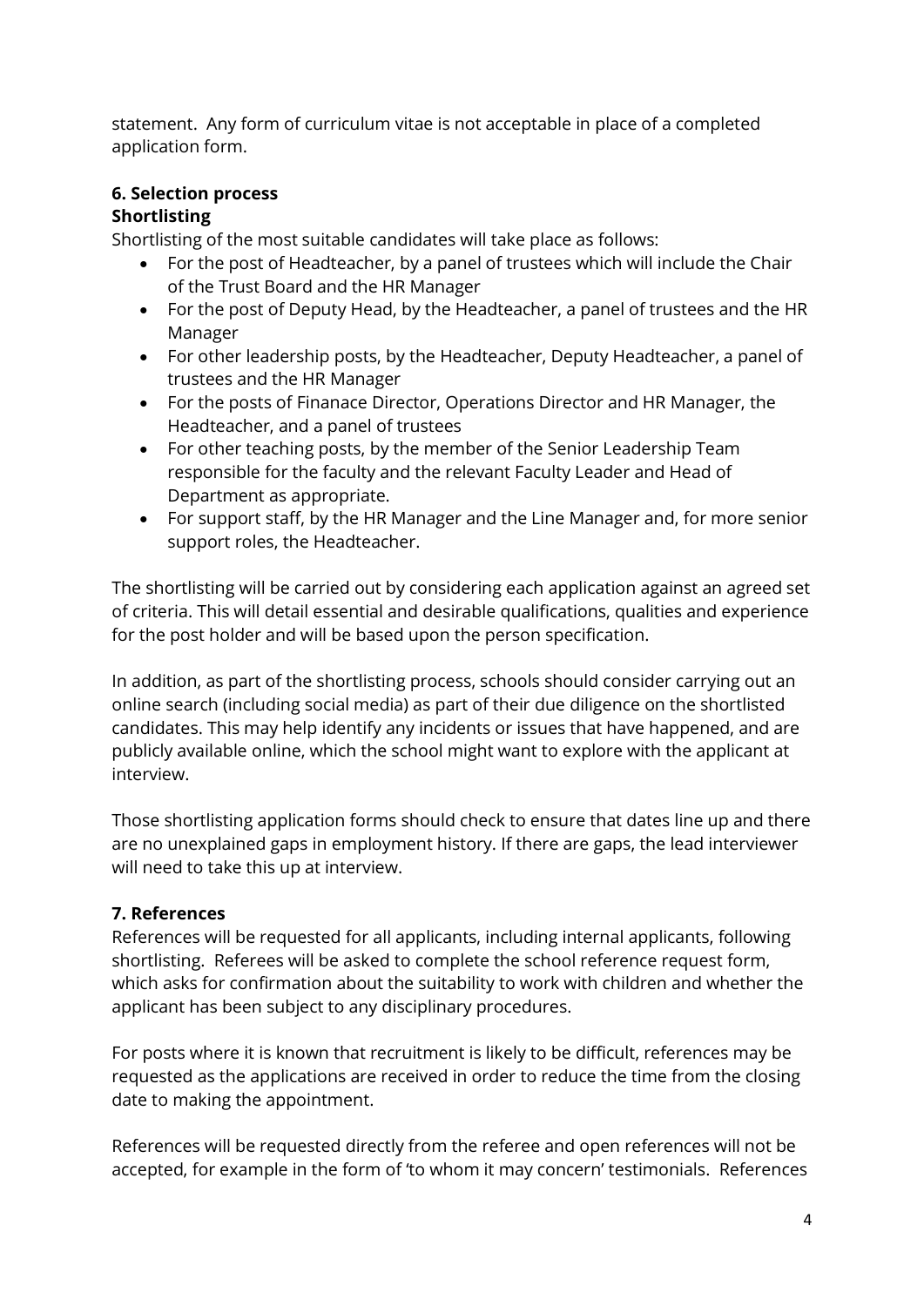statement. Any form of curriculum vitae is not acceptable in place of a completed application form.

### 6. Selection process

**Shortlisting**

Shortlisting of the most suitable candidates will take place as follows:

- For the post of Headteacher, by a panel of trustees which will include the Chair of the Trust Board and the HR Manager
- For the post of Deputy Head, by the Headteacher, a panel of trustees and the HR Manager
- For other leadership posts, by the Headteacher, Deputy Headteacher, a panel of trustees and the HR Manager
- For the posts of Finanace Director, Operations Director and HR Manager, the Headteacher, and a panel of trustees
- For other teaching posts, by the member of the Senior Leadership Team responsible for the faculty and the relevant Faculty Leader and Head of Department as appropriate.
- For support staff, by the HR Manager and the Line Manager and, for more senior support roles, the Headteacher.

The shortlisting will be carried out by considering each application against an agreed set of criteria. This will detail essential and desirable qualifications, qualities and experience for the post holder and will be based upon the person specification.

In addition, as part of the shortlisting process, schools should consider carrying out an online search (including social media) as part of their due diligence on the shortlisted candidates. This may help identify any incidents or issues that have happened, and are publicly available online, which the school might want to explore with the applicant at interview.

Those shortlisting application forms should check to ensure that dates line up and there are no unexplained gaps in employment history. If there are gaps, the lead interviewer will need to take this up at interview.

### 7. References

References will be requested for all applicants, including internal applicants, following shortlisting. Referees will be asked to complete the school reference request form, which asks for confirmation about the suitability to work with children and whether the applicant has been subject to any disciplinary procedures.

For posts where it is known that recruitment is likely to be difficult, references may be requested as the applications are received in order to reduce the time from the closing date to making the appointment.

References will be requested directly from the referee and open references will not be accepted, for example in the form of 'to whom it may concern' testimonials. References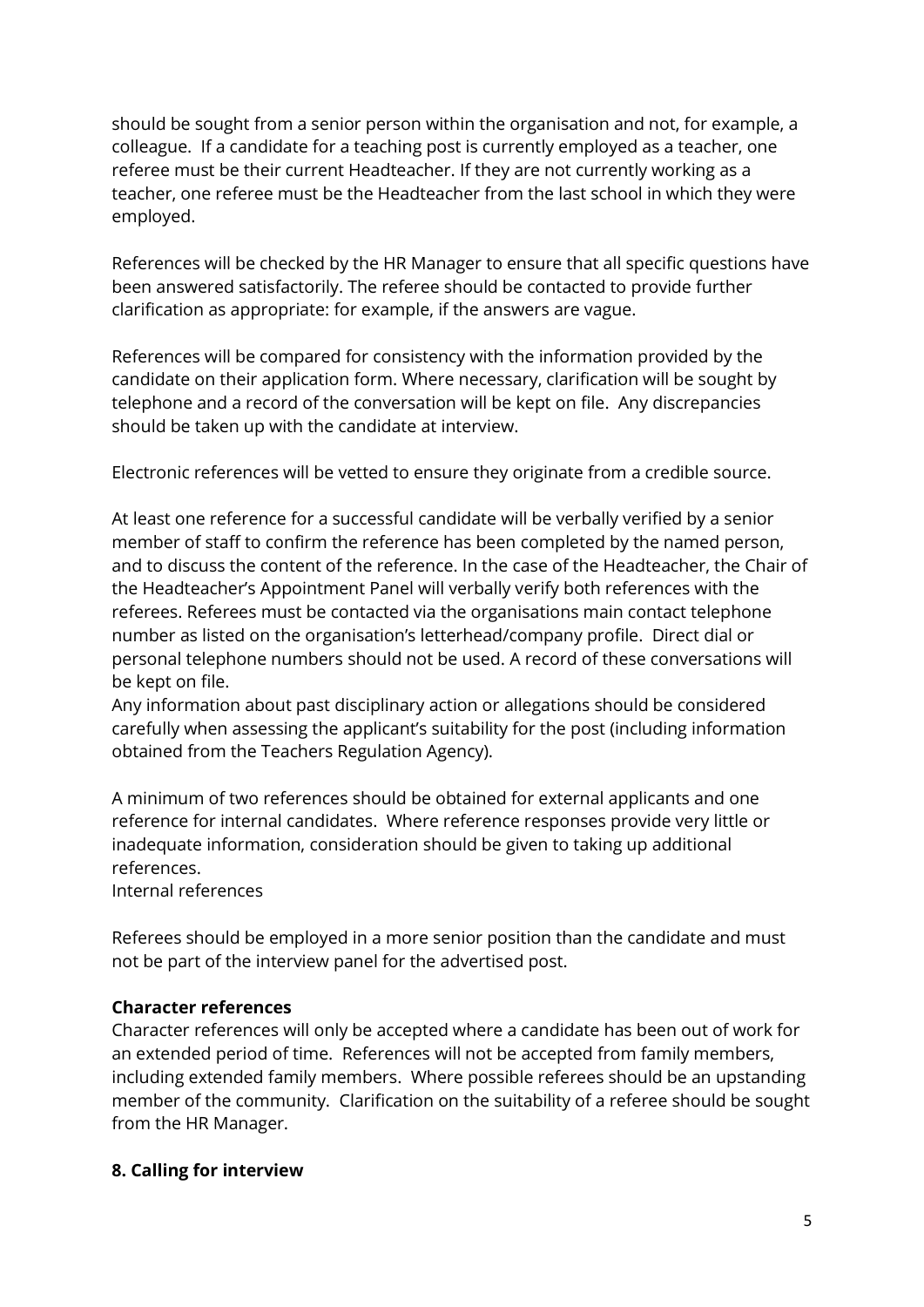should be sought from a senior person within the organisation and not, for example, a colleague. If a candidate for a teaching post is currently employed as a teacher, one referee must be their current Headteacher. If they are not currently working as a teacher, one referee must be the Headteacher from the last school in which they were employed.

References will be checked by the HR Manager to ensure that all specific questions have been answered satisfactorily. The referee should be contacted to provide further clarification as appropriate: for example, if the answers are vague.

References will be compared for consistency with the information provided by the candidate on their application form. Where necessary, clarification will be sought by telephone and a record of the conversation will be kept on file. Any discrepancies should be taken up with the candidate at interview.

Electronic references will be vetted to ensure they originate from a credible source.

At least one reference for a successful candidate will be verbally verified by a senior member of staff to confirm the reference has been completed by the named person, and to discuss the content of the reference. In the case of the Headteacher, the Chair of the Headteacher's Appointment Panel will verbally verify both references with the referees. Referees must be contacted via the organisations main contact telephone number as listed on the organisation's letterhead/company profile. Direct dial or personal telephone numbers should not be used. A record of these conversations will be kept on file.
Any information about past disciplinary action or allegations should be considered carefully when assessing the applicant's suitability for the post (including information obtained from the Teachers Regulation Agency).

A minimum of two references should be obtained for external applicants and one reference for internal candidates. Where reference responses provide very little or inadequate information, consideration should be given to taking up additional references.
Internal references

Referees should be employed in a more senior position than the candidate and must not be part of the interview panel for the advertised post.

**Character references**
Character references will only be accepted where a candidate has been out of work for an extended period of time. References will not be accepted from family members, including extended family members. Where possible referees should be an upstanding member of the community. Clarification on the suitability of a referee should be sought from the HR Manager.

### 8. Calling for interview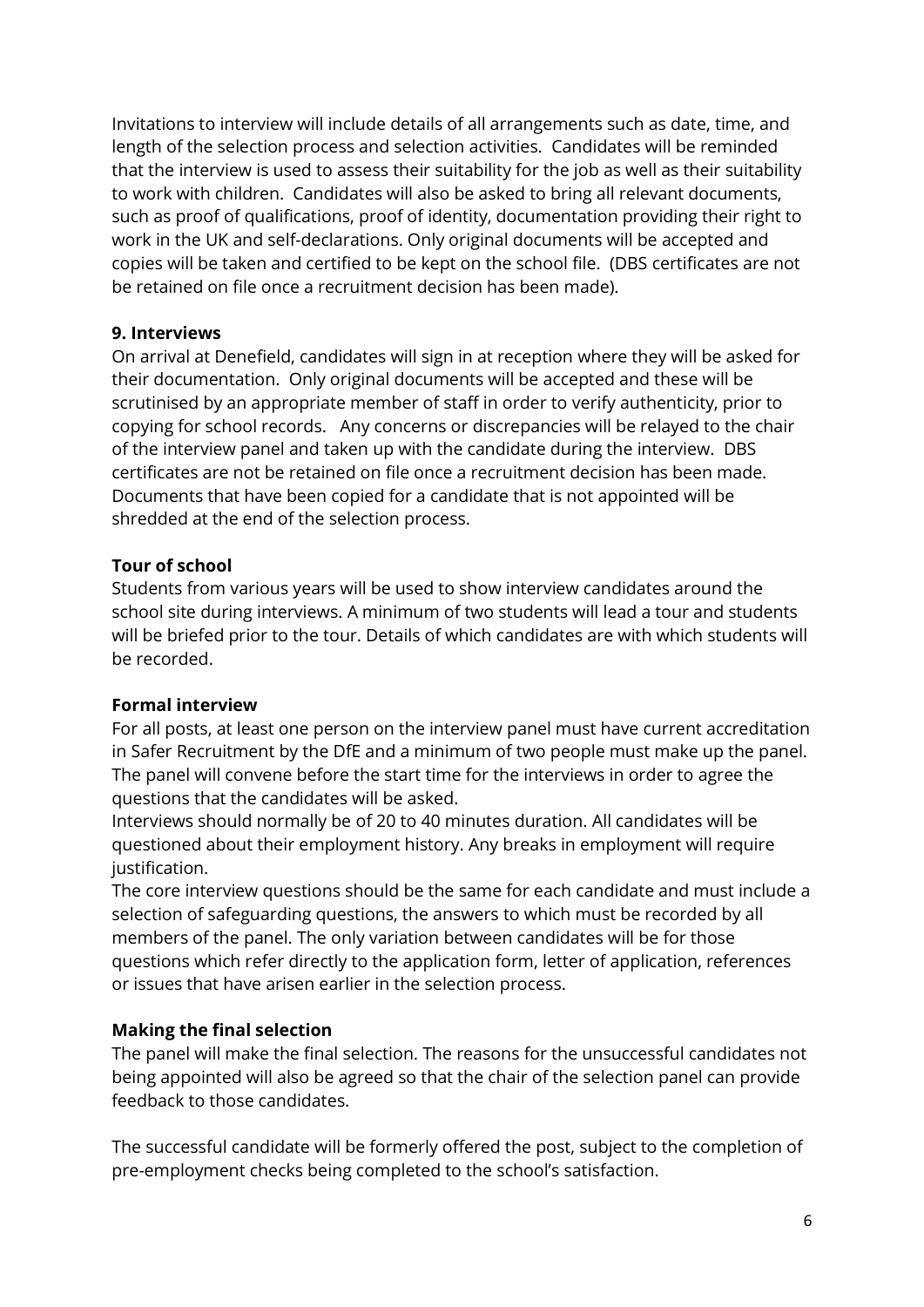Invitations to interview will include details of all arrangements such as date, time, and length of the selection process and selection activities. Candidates will be reminded that the interview is used to assess their suitability for the job as well as their suitability to work with children. Candidates will also be asked to bring all relevant documents, such as proof of qualifications, proof of identity, documentation providing their right to work in the UK and self-declarations. Only original documents will be accepted and copies will be taken and certified to be kept on the school file. (DBS certificates are not be retained on file once a recruitment decision has been made).

### 9. Interviews

On arrival at Denefield, candidates will sign in at reception where they will be asked for their documentation. Only original documents will be accepted and these will be scrutinised by an appropriate member of staff in order to verify authenticity, prior to copying for school records. Any concerns or discrepancies will be relayed to the chair of the interview panel and taken up with the candidate during the interview. DBS certificates are not be retained on file once a recruitment decision has been made. Documents that have been copied for a candidate that is not appointed will be shredded at the end of the selection process.

#### Tour of school

Students from various years will be used to show interview candidates around the school site during interviews. A minimum of two students will lead a tour and students will be briefed prior to the tour. Details of which candidates are with which students will be recorded.

#### Formal interview

For all posts, at least one person on the interview panel must have current accreditation in Safer Recruitment by the DfE and a minimum of two people must make up the panel. The panel will convene before the start time for the interviews in order to agree the questions that the candidates will be asked.

Interviews should normally be of 20 to 40 minutes duration. All candidates will be questioned about their employment history. Any breaks in employment will require justification.

The core interview questions should be the same for each candidate and must include a selection of safeguarding questions, the answers to which must be recorded by all members of the panel. The only variation between candidates will be for those questions which refer directly to the application form, letter of application, references or issues that have arisen earlier in the selection process.

#### Making the final selection

The panel will make the final selection. The reasons for the unsuccessful candidates not being appointed will also be agreed so that the chair of the selection panel can provide feedback to those candidates.

The successful candidate will be formerly offered the post, subject to the completion of pre-employment checks being completed to the school's satisfaction.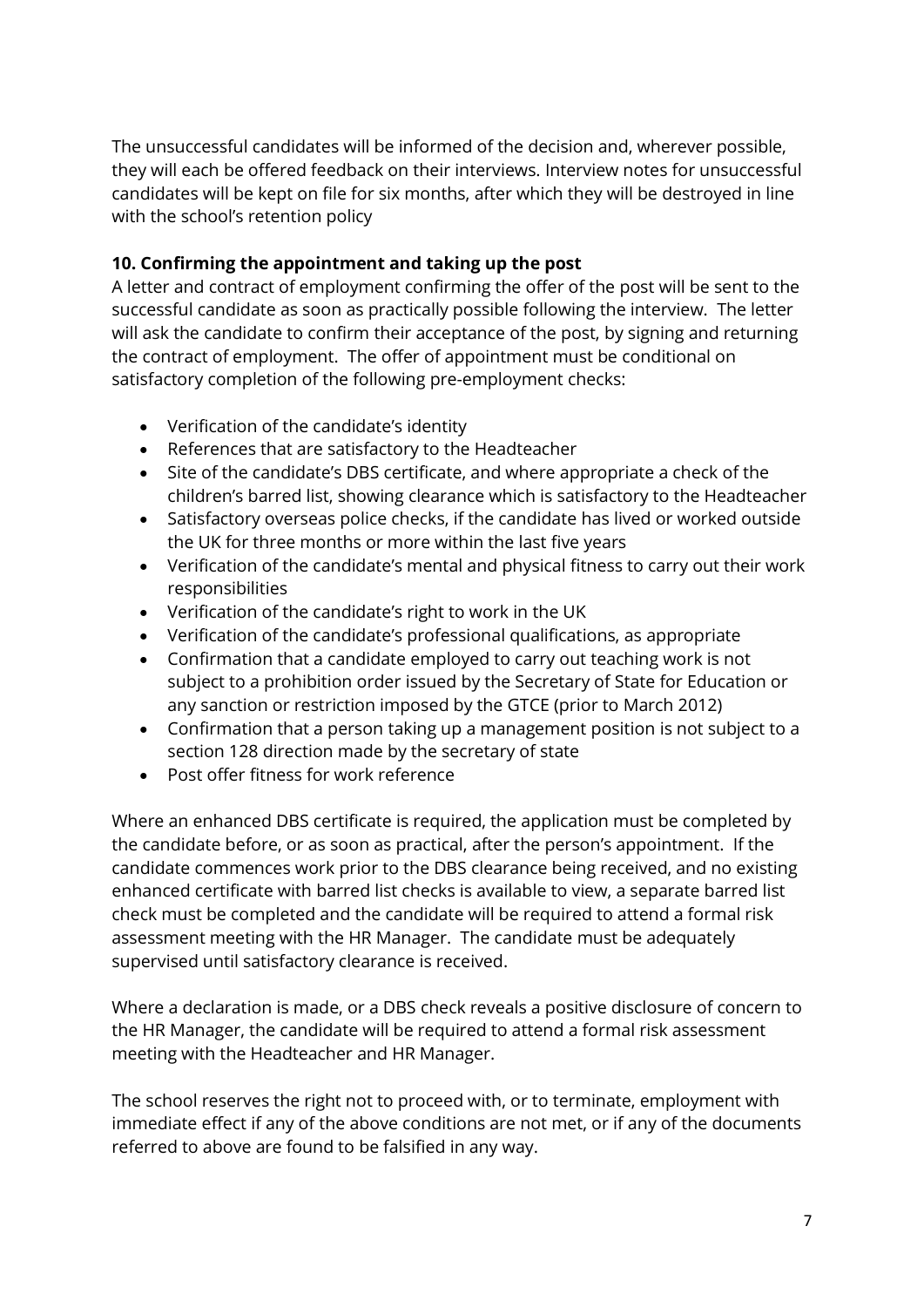The unsuccessful candidates will be informed of the decision and, wherever possible, they will each be offered feedback on their interviews. Interview notes for unsuccessful candidates will be kept on file for six months, after which they will be destroyed in line with the school's retention policy

**10. Confirming the appointment and taking up the post**

A letter and contract of employment confirming the offer of the post will be sent to the successful candidate as soon as practically possible following the interview. The letter will ask the candidate to confirm their acceptance of the post, by signing and returning the contract of employment. The offer of appointment must be conditional on satisfactory completion of the following pre-employment checks:

- Verification of the candidate's identity
- References that are satisfactory to the Headteacher
- Site of the candidate's DBS certificate, and where appropriate a check of the children's barred list, showing clearance which is satisfactory to the Headteacher
- Satisfactory overseas police checks, if the candidate has lived or worked outside the UK for three months or more within the last five years
- Verification of the candidate's mental and physical fitness to carry out their work responsibilities
- Verification of the candidate's right to work in the UK
- Verification of the candidate's professional qualifications, as appropriate
- Confirmation that a candidate employed to carry out teaching work is not subject to a prohibition order issued by the Secretary of State for Education or any sanction or restriction imposed by the GTCE (prior to March 2012)
- Confirmation that a person taking up a management position is not subject to a section 128 direction made by the secretary of state
- Post offer fitness for work reference

Where an enhanced DBS certificate is required, the application must be completed by the candidate before, or as soon as practical, after the person's appointment. If the candidate commences work prior to the DBS clearance being received, and no existing enhanced certificate with barred list checks is available to view, a separate barred list check must be completed and the candidate will be required to attend a formal risk assessment meeting with the HR Manager. The candidate must be adequately supervised until satisfactory clearance is received.

Where a declaration is made, or a DBS check reveals a positive disclosure of concern to the HR Manager, the candidate will be required to attend a formal risk assessment meeting with the Headteacher and HR Manager.

The school reserves the right not to proceed with, or to terminate, employment with immediate effect if any of the above conditions are not met, or if any of the documents referred to above are found to be falsified in any way.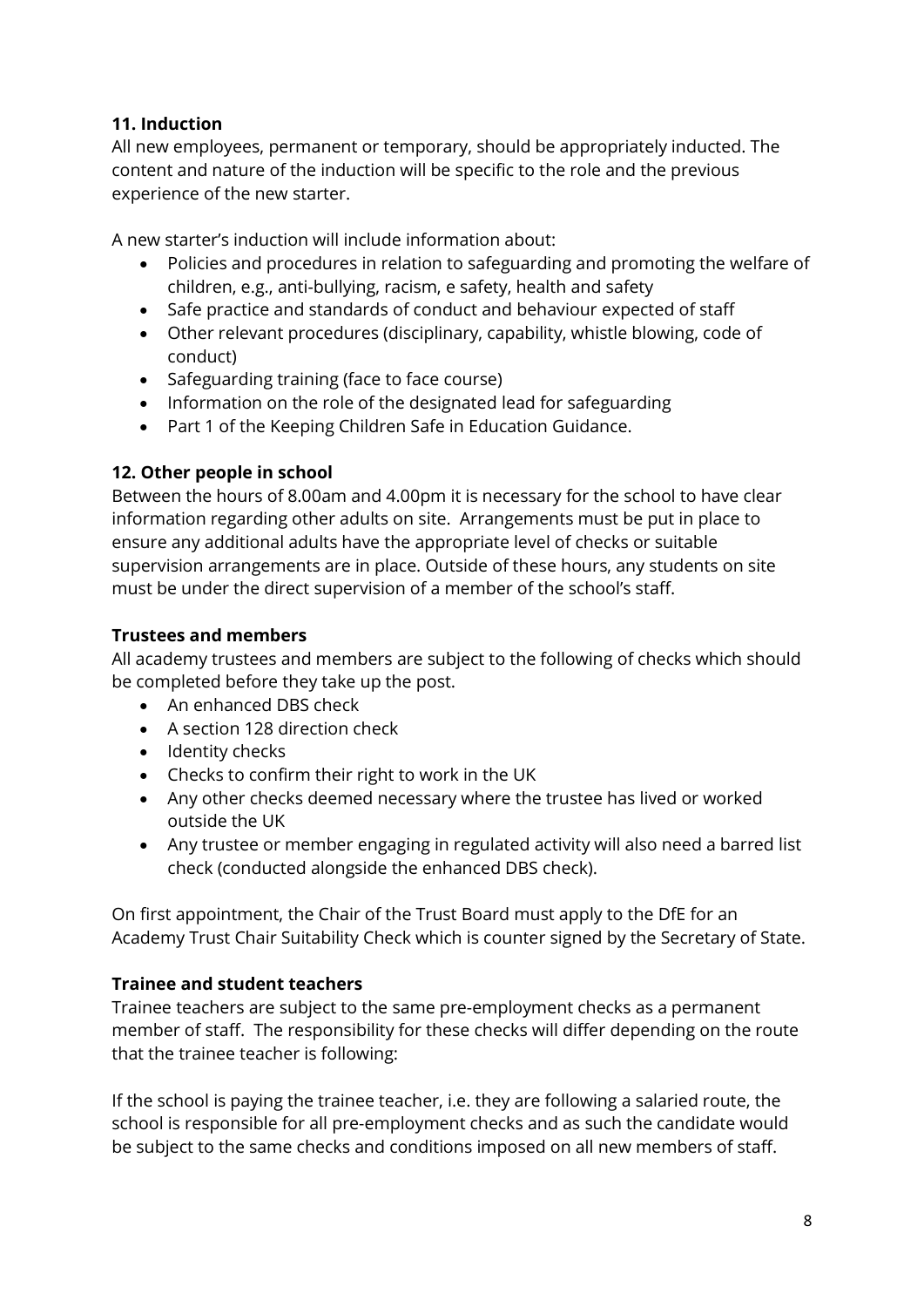## 11. Induction

All new employees, permanent or temporary, should be appropriately inducted. The content and nature of the induction will be specific to the role and the previous experience of the new starter.

A new starter's induction will include information about:

- Policies and procedures in relation to safeguarding and promoting the welfare of children, e.g., anti-bullying, racism, e safety, health and safety
- Safe practice and standards of conduct and behaviour expected of staff
- Other relevant procedures (disciplinary, capability, whistle blowing, code of conduct)
- Safeguarding training (face to face course)
- Information on the role of the designated lead for safeguarding
- Part 1 of the Keeping Children Safe in Education Guidance.

## 12. Other people in school

Between the hours of 8.00am and 4.00pm it is necessary for the school to have clear information regarding other adults on site. Arrangements must be put in place to ensure any additional adults have the appropriate level of checks or suitable supervision arrangements are in place. Outside of these hours, any students on site must be under the direct supervision of a member of the school's staff.

### Trustees and members

All academy trustees and members are subject to the following of checks which should be completed before they take up the post.

- An enhanced DBS check
- A section 128 direction check
- Identity checks
- Checks to confirm their right to work in the UK
- Any other checks deemed necessary where the trustee has lived or worked outside the UK
- Any trustee or member engaging in regulated activity will also need a barred list check (conducted alongside the enhanced DBS check).

On first appointment, the Chair of the Trust Board must apply to the DfE for an Academy Trust Chair Suitability Check which is counter signed by the Secretary of State.

### Trainee and student teachers

Trainee teachers are subject to the same pre-employment checks as a permanent member of staff. The responsibility for these checks will differ depending on the route that the trainee teacher is following:

If the school is paying the trainee teacher, i.e. they are following a salaried route, the school is responsible for all pre-employment checks and as such the candidate would be subject to the same checks and conditions imposed on all new members of staff.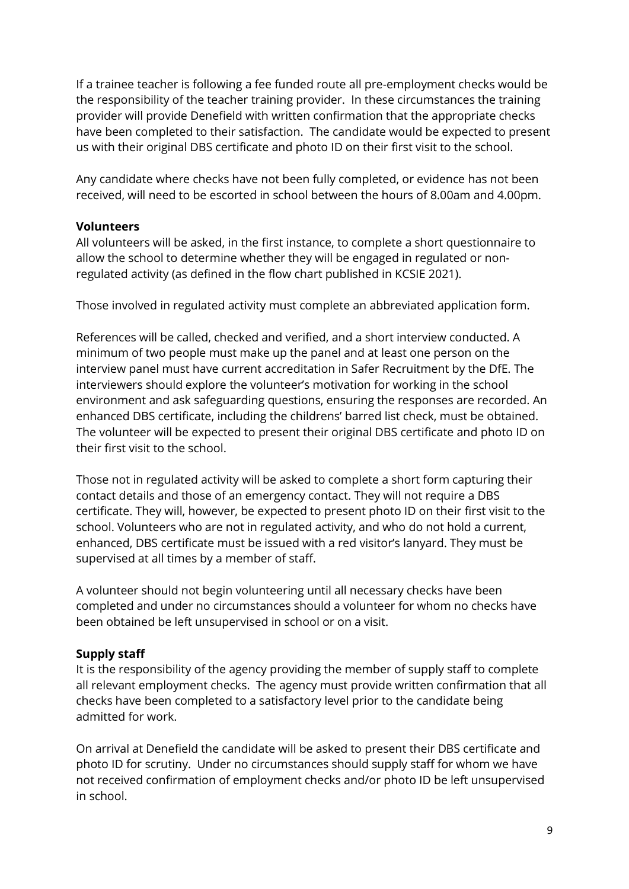If a trainee teacher is following a fee funded route all pre-employment checks would be the responsibility of the teacher training provider. In these circumstances the training provider will provide Denefield with written confirmation that the appropriate checks have been completed to their satisfaction. The candidate would be expected to present us with their original DBS certificate and photo ID on their first visit to the school.

Any candidate where checks have not been fully completed, or evidence has not been received, will need to be escorted in school between the hours of 8.00am and 4.00pm.

**Volunteers**

All volunteers will be asked, in the first instance, to complete a short questionnaire to allow the school to determine whether they will be engaged in regulated or non-regulated activity (as defined in the flow chart published in KCSIE 2021).

Those involved in regulated activity must complete an abbreviated application form.

References will be called, checked and verified, and a short interview conducted. A minimum of two people must make up the panel and at least one person on the interview panel must have current accreditation in Safer Recruitment by the DfE. The interviewers should explore the volunteer's motivation for working in the school environment and ask safeguarding questions, ensuring the responses are recorded. An enhanced DBS certificate, including the childrens' barred list check, must be obtained. The volunteer will be expected to present their original DBS certificate and photo ID on their first visit to the school.

Those not in regulated activity will be asked to complete a short form capturing their contact details and those of an emergency contact. They will not require a DBS certificate. They will, however, be expected to present photo ID on their first visit to the school. Volunteers who are not in regulated activity, and who do not hold a current, enhanced, DBS certificate must be issued with a red visitor's lanyard. They must be supervised at all times by a member of staff.

A volunteer should not begin volunteering until all necessary checks have been completed and under no circumstances should a volunteer for whom no checks have been obtained be left unsupervised in school or on a visit.

**Supply staff**

It is the responsibility of the agency providing the member of supply staff to complete all relevant employment checks. The agency must provide written confirmation that all checks have been completed to a satisfactory level prior to the candidate being admitted for work.

On arrival at Denefield the candidate will be asked to present their DBS certificate and photo ID for scrutiny. Under no circumstances should supply staff for whom we have not received confirmation of employment checks and/or photo ID be left unsupervised in school.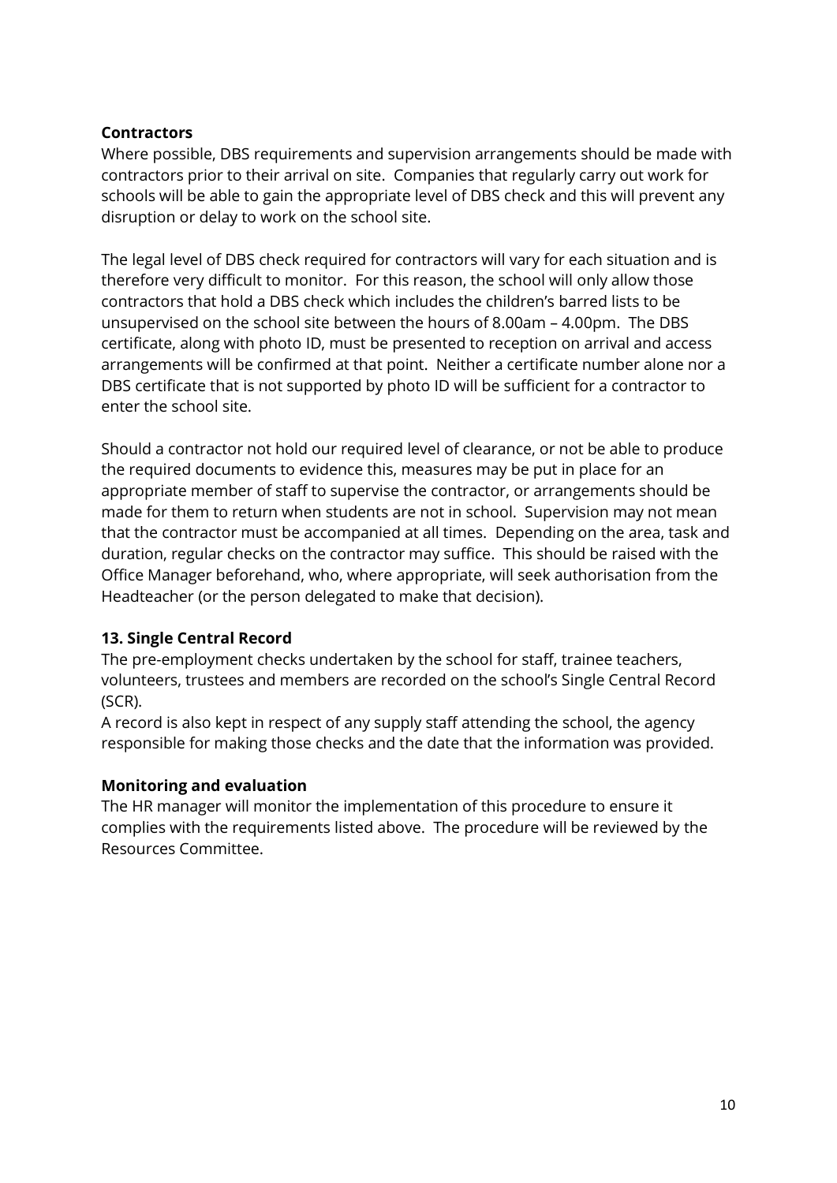### Contractors

Where possible, DBS requirements and supervision arrangements should be made with contractors prior to their arrival on site. Companies that regularly carry out work for schools will be able to gain the appropriate level of DBS check and this will prevent any disruption or delay to work on the school site.

The legal level of DBS check required for contractors will vary for each situation and is therefore very difficult to monitor. For this reason, the school will only allow those contractors that hold a DBS check which includes the children's barred lists to be unsupervised on the school site between the hours of 8.00am – 4.00pm. The DBS certificate, along with photo ID, must be presented to reception on arrival and access arrangements will be confirmed at that point. Neither a certificate number alone nor a DBS certificate that is not supported by photo ID will be sufficient for a contractor to enter the school site.

Should a contractor not hold our required level of clearance, or not be able to produce the required documents to evidence this, measures may be put in place for an appropriate member of staff to supervise the contractor, or arrangements should be made for them to return when students are not in school. Supervision may not mean that the contractor must be accompanied at all times. Depending on the area, task and duration, regular checks on the contractor may suffice. This should be raised with the Office Manager beforehand, who, where appropriate, will seek authorisation from the Headteacher (or the person delegated to make that decision).

### 13. Single Central Record

The pre-employment checks undertaken by the school for staff, trainee teachers, volunteers, trustees and members are recorded on the school's Single Central Record (SCR).

A record is also kept in respect of any supply staff attending the school, the agency responsible for making those checks and the date that the information was provided.

### Monitoring and evaluation

The HR manager will monitor the implementation of this procedure to ensure it complies with the requirements listed above. The procedure will be reviewed by the Resources Committee.